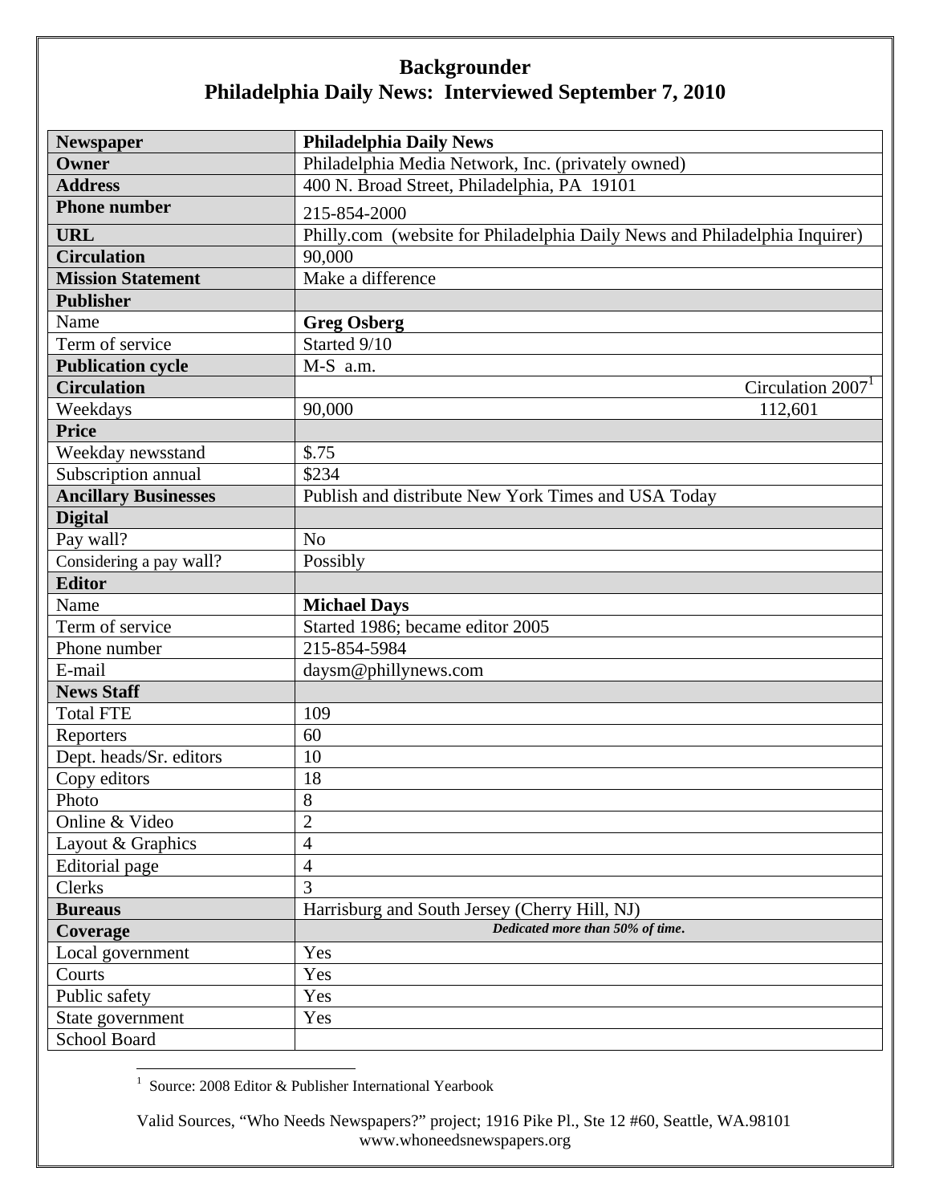# Backgrounder
## Philadelphia Daily News: Interviewed September 7, 2010

| **Newspaper** | **Philadelphia Daily News** |
|---|---|
| **Owner** | Philadelphia Media Network, Inc. (privately owned) |
| **Address** | 400 N. Broad Street, Philadelphia, PA 19101 |
| **Phone number** | 215-854-2000 |
| **URL** | Philly.com (website for Philadelphia Daily News and Philadelphia Inquirer) |
| **Circulation** | 90,000 |
| **Mission Statement** | Make a difference |
| **Publisher** | |
| Name | **Greg Osberg** |
| Term of service | Started 9/10 |
| **Publication cycle** | M-S a.m. |
| **Circulation** | Circulation 2007[1] |
| Weekdays | 90,000 — 112,601 |
| **Price** | |
| Weekday newsstand | $.75 |
| Subscription annual | $234 |
| **Ancillary Businesses** | Publish and distribute New York Times and USA Today |
| **Digital** | |
| Pay wall? | No |
| Considering a pay wall? | Possibly |
| **Editor** | |
| Name | **Michael Days** |
| Term of service | Started 1986; became editor 2005 |
| Phone number | 215-854-5984 |
| E-mail | daysm@phillynews.com |
| **News Staff** | |
| Total FTE | 109 |
| Reporters | 60 |
| Dept. heads/Sr. editors | 10 |
| Copy editors | 18 |
| Photo | 8 |
| Online & Video | 2 |
| Layout & Graphics | 4 |
| Editorial page | 4 |
| Clerks | 3 |
| **Bureaus** | Harrisburg and South Jersey (Cherry Hill, NJ) |
| **Coverage** | ***Dedicated more than 50% of time.*** |
| Local government | Yes |
| Courts | Yes |
| Public safety | Yes |
| State government | Yes |
| School Board | |

[1] Source: 2008 Editor & Publisher International Yearbook

Valid Sources, "Who Needs Newspapers?" project; 1916 Pike Pl., Ste 12 #60, Seattle, WA.98101
www.whoneedsnewspapers.org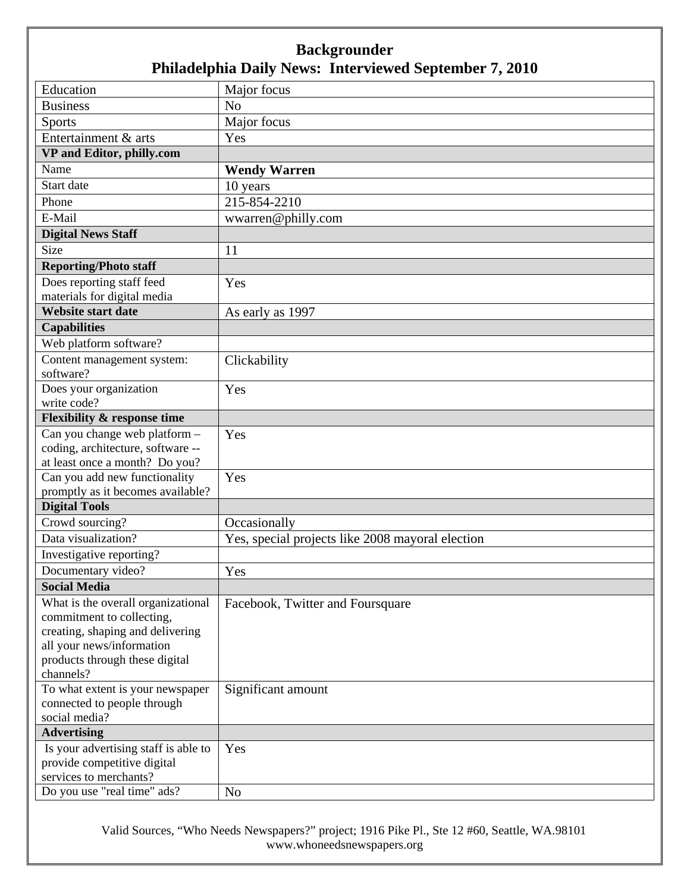# Backgrounder
## Philadelphia Daily News: Interviewed September 7, 2010

| | |
|---|---|
| Education | Major focus |
| Business | No |
| Sports | Major focus |
| Entertainment & arts | Yes |
| **VP and Editor, philly.com** | |
| Name | **Wendy Warren** |
| Start date | 10 years |
| Phone | 215-854-2210 |
| E-Mail | wwarren@philly.com |
| **Digital News Staff** | |
| Size | 11 |
| **Reporting/Photo staff** | |
| Does reporting staff feed materials for digital media | Yes |
| **Website start date** | As early as 1997 |
| **Capabilities** | |
| Web platform software? | |
| Content management system: software? | Clickability |
| Does your organization write code? | Yes |
| **Flexibility & response time** | |
| Can you change web platform – coding, architecture, software -- at least once a month? Do you? | Yes |
| Can you add new functionality promptly as it becomes available? | Yes |
| **Digital Tools** | |
| Crowd sourcing? | Occasionally |
| Data visualization? | Yes, special projects like 2008 mayoral election |
| Investigative reporting? | |
| Documentary video? | Yes |
| **Social Media** | |
| What is the overall organizational commitment to collecting, creating, shaping and delivering all your news/information products through these digital channels? | Facebook, Twitter and Foursquare |
| To what extent is your newspaper connected to people through social media? | Significant amount |
| **Advertising** | |
| Is your advertising staff is able to provide competitive digital services to merchants? | Yes |
| Do you use "real time" ads? | No |

Valid Sources, "Who Needs Newspapers?" project; 1916 Pike Pl., Ste 12 #60, Seattle, WA.98101
www.whoneedsnewspapers.org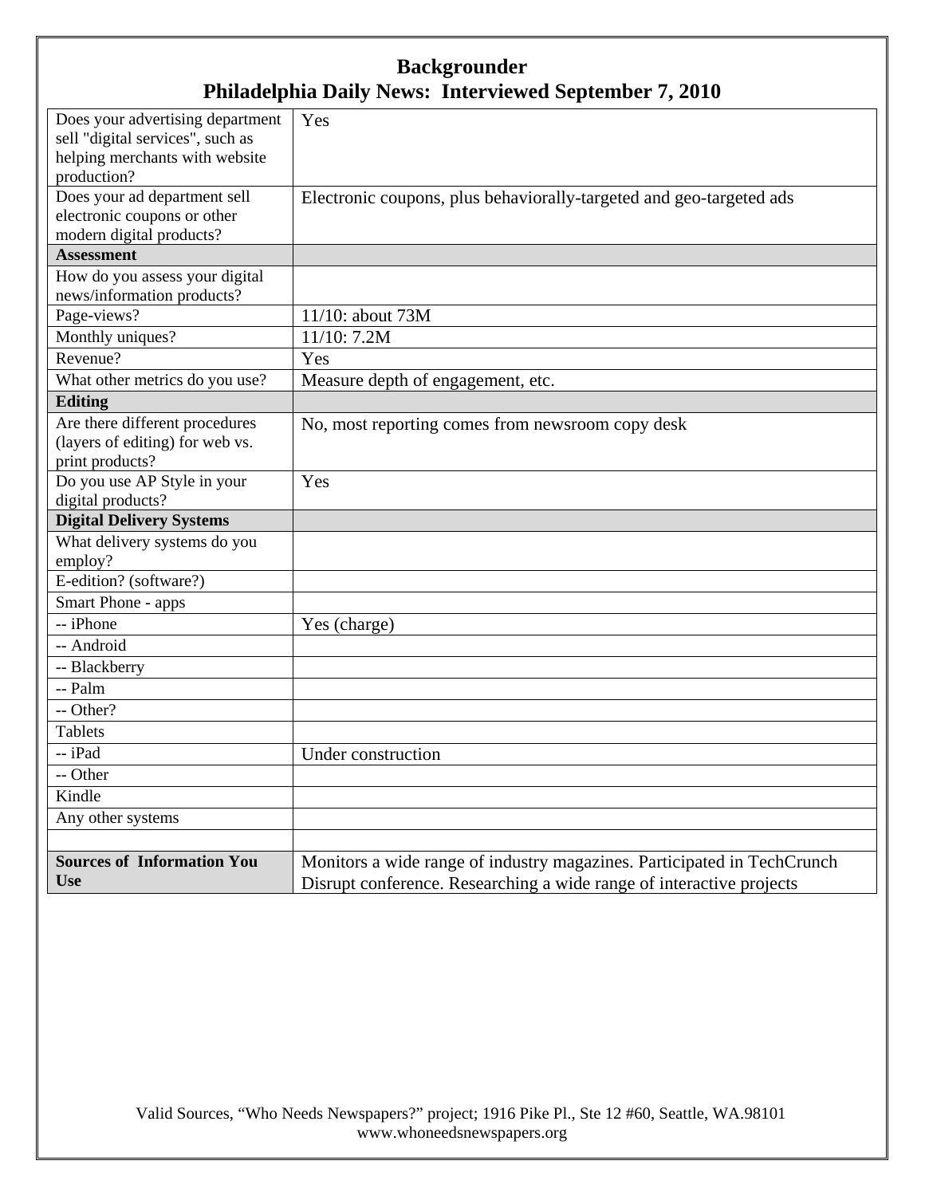## Backgrounder
## Philadelphia Daily News: Interviewed September 7, 2010

| | |
|---|---|
| Does your advertising department sell "digital services", such as helping merchants with website production? | Yes |
| Does your ad department sell electronic coupons or other modern digital products? | Electronic coupons, plus behaviorally-targeted and geo-targeted ads |
| **Assessment** | |
| How do you assess your digital news/information products? | |
| Page-views? | 11/10: about 73M |
| Monthly uniques? | 11/10: 7.2M |
| Revenue? | Yes |
| What other metrics do you use? | Measure depth of engagement, etc. |
| **Editing** | |
| Are there different procedures (layers of editing) for web vs. print products? | No, most reporting comes from newsroom copy desk |
| Do you use AP Style in your digital products? | Yes |
| **Digital Delivery Systems** | |
| What delivery systems do you employ? | |
| E-edition? (software?) | |
| Smart Phone - apps | |
| -- iPhone | Yes (charge) |
| -- Android | |
| -- Blackberry | |
| -- Palm | |
| -- Other? | |
| Tablets | |
| -- iPad | Under construction |
| -- Other | |
| Kindle | |
| Any other systems | |
| | |
| **Sources of Information You Use** | Monitors a wide range of industry magazines. Participated in TechCrunch Disrupt conference. Researching a wide range of interactive projects |

Valid Sources, "Who Needs Newspapers?" project; 1916 Pike Pl., Ste 12 #60, Seattle, WA.98101
www.whoneedsnewspapers.org